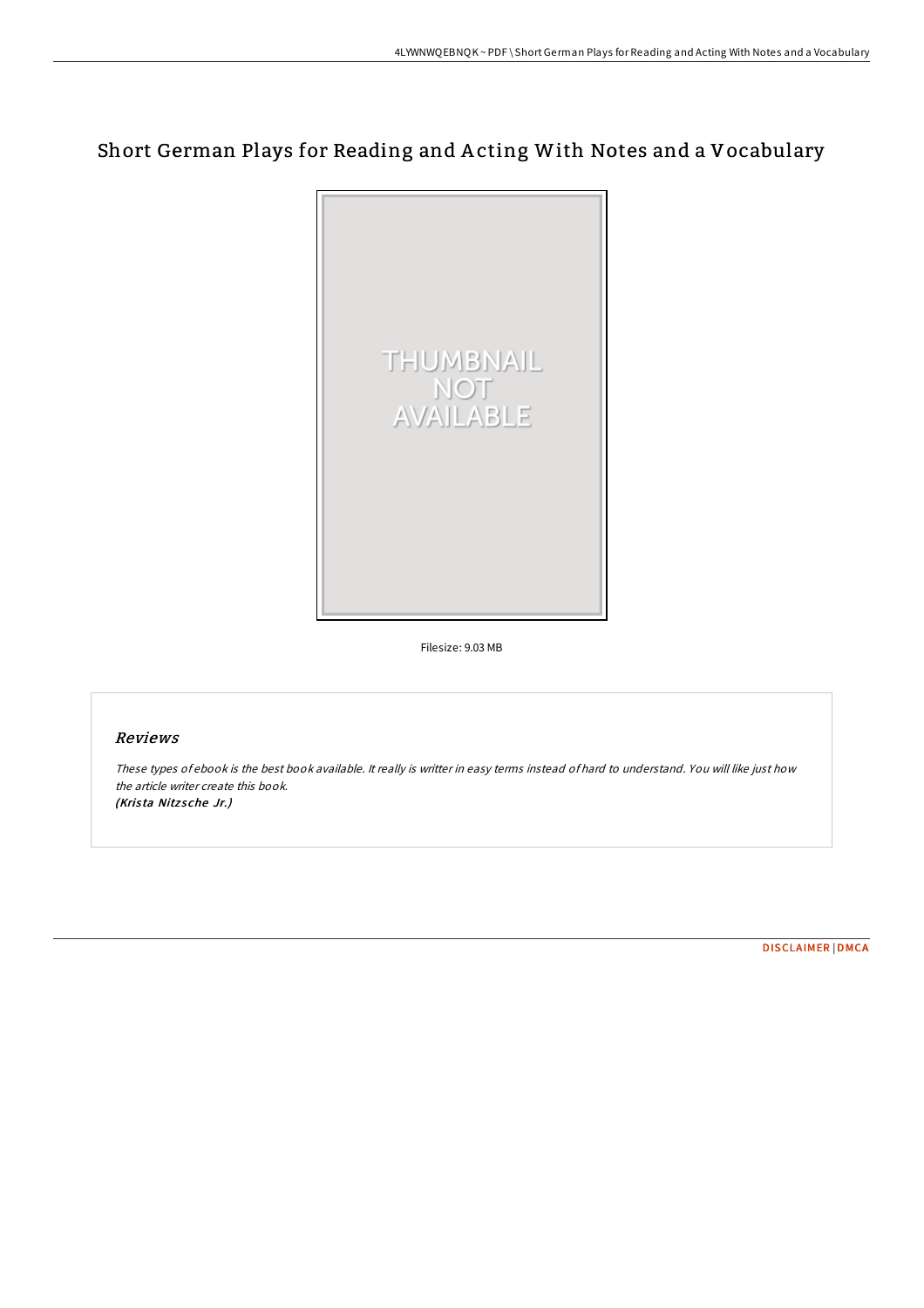# Short German Plays for Reading and Acting With Notes and a Vocabulary

Filesize: 9.03 MB

## Reviews

*These types of ebook is the best book available. It really is writter in easy terms instead of hard to understand. You will like just how the article writer create this book.*
*(Krista Nitzsche Jr.)*

DISCLAIMER | DMCA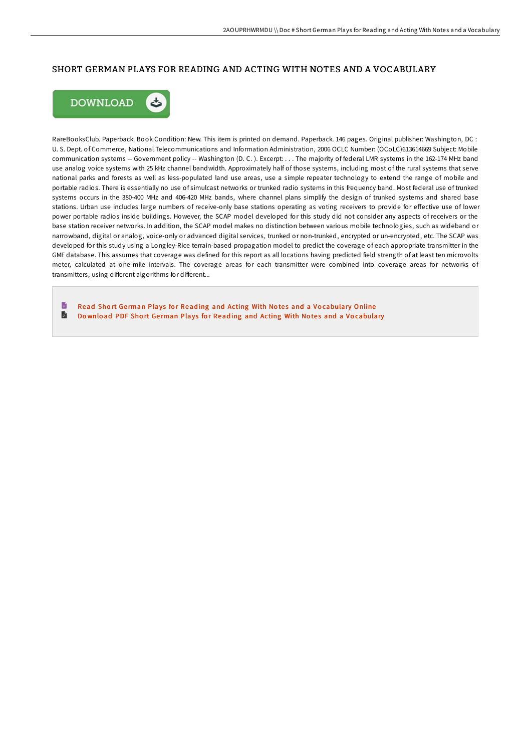# SHORT GERMAN PLAYS FOR READING AND ACTING WITH NOTES AND A VOCABULARY

DOWNLOAD

RareBooksClub. Paperback. Book Condition: New. This item is printed on demand. Paperback. 146 pages. Original publisher: Washington, DC : U. S. Dept. of Commerce, National Telecommunications and Information Administration, 2006 OCLC Number: (OCoLC)613614669 Subject: Mobile communication systems -- Government policy -- Washington (D. C. ). Excerpt: . . . The majority of federal LMR systems in the 162-174 MHz band use analog voice systems with 25 kHz channel bandwidth. Approximately half of those systems, including most of the rural systems that serve national parks and forests as well as less-populated land use areas, use a simple repeater technology to extend the range of mobile and portable radios. There is essentially no use of simulcast networks or trunked radio systems in this frequency band. Most federal use of trunked systems occurs in the 380-400 MHz and 406-420 MHz bands, where channel plans simplify the design of trunked systems and shared base stations. Urban use includes large numbers of receive-only base stations operating as voting receivers to provide for effective use of lower power portable radios inside buildings. However, the SCAP model developed for this study did not consider any aspects of receivers or the base station receiver networks. In addition, the SCAP model makes no distinction between various mobile technologies, such as wideband or narrowband, digital or analog, voice-only or advanced digital services, trunked or non-trunked, encrypted or un-encrypted, etc. The SCAP was developed for this study using a Longley-Rice terrain-based propagation model to predict the coverage of each appropriate transmitter in the GMF database. This assumes that coverage was defined for this report as all locations having predicted field strength of at least ten microvolts meter, calculated at one-mile intervals. The coverage areas for each transmitter were combined into coverage areas for networks of transmitters, using different algorithms for different...

- Read Short German Plays for Reading and Acting With Notes and a Vocabulary Online
- Download PDF Short German Plays for Reading and Acting With Notes and a Vocabulary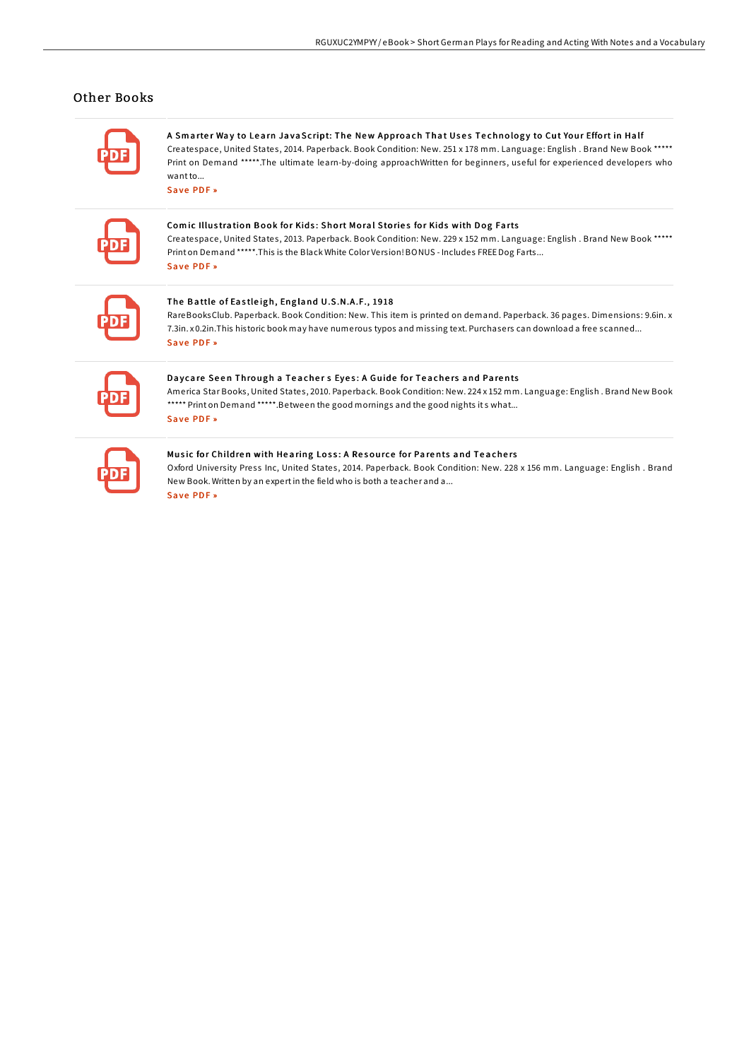## Other Books

**A Smarter Way to Learn JavaScript: The New Approach That Uses Technology to Cut Your Effort in Half**
Createspace, United States, 2014. Paperback. Book Condition: New. 251 x 178 mm. Language: English . Brand New Book ***** Print on Demand *****.The ultimate learn-by-doing approachWritten for beginners, useful for experienced developers who want to...
Save PDF »

**Comic Illustration Book for Kids: Short Moral Stories for Kids with Dog Farts**
Createspace, United States, 2013. Paperback. Book Condition: New. 229 x 152 mm. Language: English . Brand New Book ***** Print on Demand *****.This is the Black White Color Version! BONUS - Includes FREE Dog Farts...
Save PDF »

**The Battle of Eastleigh, England U.S.N.A.F., 1918**
RareBooksClub. Paperback. Book Condition: New. This item is printed on demand. Paperback. 36 pages. Dimensions: 9.6in. x 7.3in. x 0.2in.This historic book may have numerous typos and missing text. Purchasers can download a free scanned...
Save PDF »

**Daycare Seen Through a Teacher s Eyes: A Guide for Teachers and Parents**
America Star Books, United States, 2010. Paperback. Book Condition: New. 224 x 152 mm. Language: English . Brand New Book ***** Print on Demand *****.Between the good mornings and the good nights it s what...
Save PDF »

**Music for Children with Hearing Loss: A Resource for Parents and Teachers**
Oxford University Press Inc, United States, 2014. Paperback. Book Condition: New. 228 x 156 mm. Language: English . Brand New Book. Written by an expert in the field who is both a teacher and a...
Save PDF »